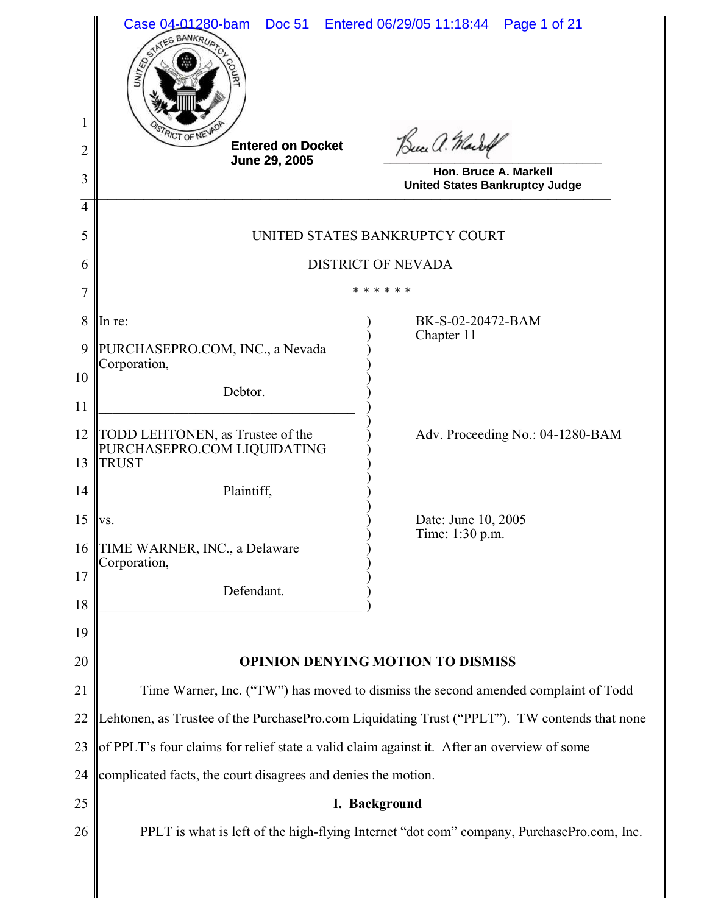Entered on Docket
June 29, 2005

Hon. Bruce A. Markell
United States Bankruptcy Judge

UNITED STATES BANKRUPTCY COURT

DISTRICT OF NEVADA

\* \* \* \* \* \*

| | |
|---|---|
| In re:<br><br>PURCHASEPRO.COM, INC., a Nevada Corporation,<br><br>Debtor. | BK-S-02-20472-BAM<br>Chapter 11 |
| TODD LEHTONEN, as Trustee of the PURCHASEPRO.COM LIQUIDATING TRUST<br><br>Plaintiff,<br><br>vs.<br><br>TIME WARNER, INC., a Delaware Corporation,<br><br>Defendant. | Adv. Proceeding No.: 04-1280-BAM<br><br>Date: June 10, 2005<br>Time: 1:30 p.m. |

## OPINION DENYING MOTION TO DISMISS

Time Warner, Inc. ("TW") has moved to dismiss the second amended complaint of Todd Lehtonen, as Trustee of the PurchasePro.com Liquidating Trust ("PPLT"). TW contends that none of PPLT's four claims for relief state a valid claim against it. After an overview of some complicated facts, the court disagrees and denies the motion.

### I. Background

PPLT is what is left of the high-flying Internet "dot com" company, PurchasePro.com, Inc.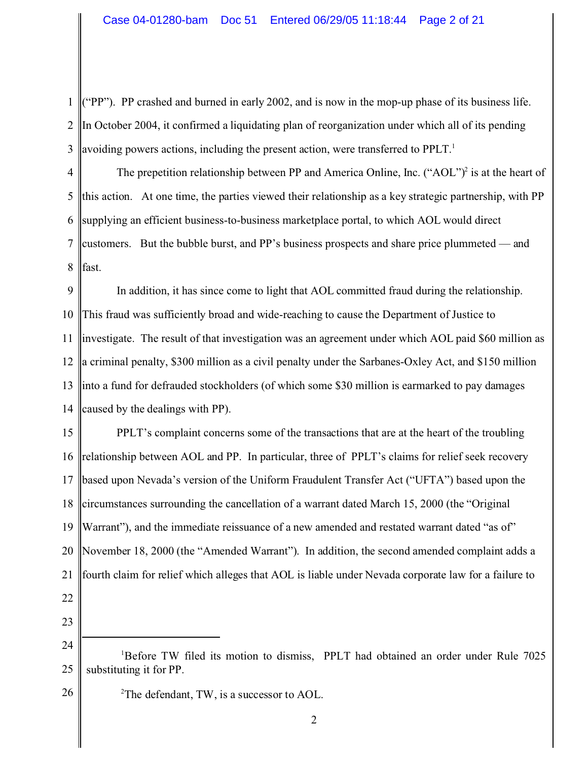("PP"). PP crashed and burned in early 2002, and is now in the mop-up phase of its business life. In October 2004, it confirmed a liquidating plan of reorganization under which all of its pending avoiding powers actions, including the present action, were transferred to PPLT.[1]

The prepetition relationship between PP and America Online, Inc. ("AOL")[2] is at the heart of this action. At one time, the parties viewed their relationship as a key strategic partnership, with PP supplying an efficient business-to-business marketplace portal, to which AOL would direct customers. But the bubble burst, and PP's business prospects and share price plummeted — and fast.

In addition, it has since come to light that AOL committed fraud during the relationship. This fraud was sufficiently broad and wide-reaching to cause the Department of Justice to investigate. The result of that investigation was an agreement under which AOL paid $60 million as a criminal penalty, $300 million as a civil penalty under the Sarbanes-Oxley Act, and $150 million into a fund for defrauded stockholders (of which some $30 million is earmarked to pay damages caused by the dealings with PP).

PPLT's complaint concerns some of the transactions that are at the heart of the troubling relationship between AOL and PP. In particular, three of PPLT's claims for relief seek recovery based upon Nevada's version of the Uniform Fraudulent Transfer Act ("UFTA") based upon the circumstances surrounding the cancellation of a warrant dated March 15, 2000 (the "Original Warrant"), and the immediate reissuance of a new amended and restated warrant dated "as of" November 18, 2000 (the "Amended Warrant"). In addition, the second amended complaint adds a fourth claim for relief which alleges that AOL is liable under Nevada corporate law for a failure to

---

[1] Before TW filed its motion to dismiss, PPLT had obtained an order under Rule 7025 substituting it for PP.

[2] The defendant, TW, is a successor to AOL.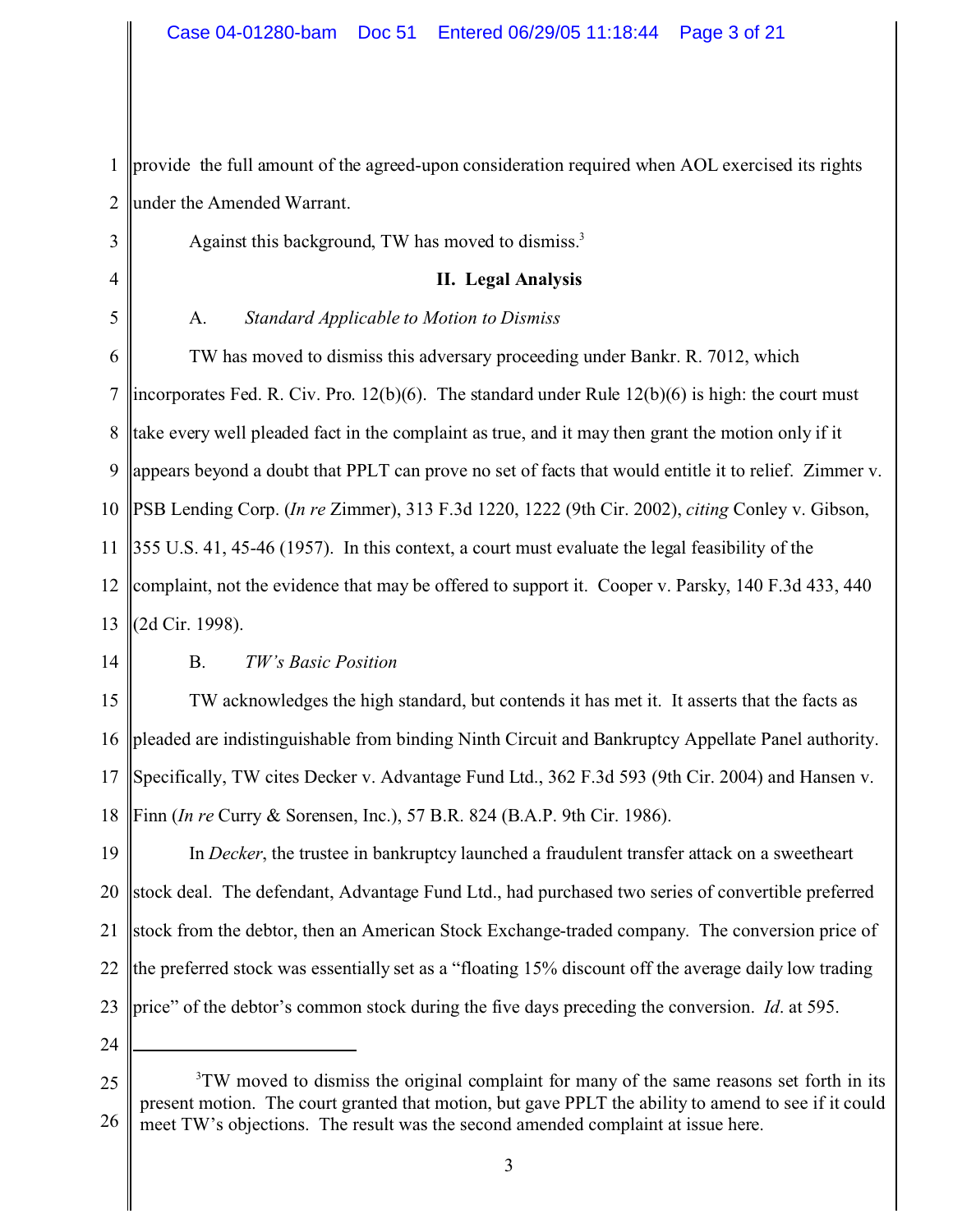provide the full amount of the agreed-upon consideration required when AOL exercised its rights under the Amended Warrant.

Against this background, TW has moved to dismiss.[3]

## II. Legal Analysis

### A. *Standard Applicable to Motion to Dismiss*

TW has moved to dismiss this adversary proceeding under Bankr. R. 7012, which incorporates Fed. R. Civ. Pro. 12(b)(6). The standard under Rule 12(b)(6) is high: the court must take every well pleaded fact in the complaint as true, and it may then grant the motion only if it appears beyond a doubt that PPLT can prove no set of facts that would entitle it to relief. Zimmer v. PSB Lending Corp. (*In re* Zimmer), 313 F.3d 1220, 1222 (9th Cir. 2002), *citing* Conley v. Gibson, 355 U.S. 41, 45-46 (1957). In this context, a court must evaluate the legal feasibility of the complaint, not the evidence that may be offered to support it. Cooper v. Parsky, 140 F.3d 433, 440 (2d Cir. 1998).

### B. *TW's Basic Position*

TW acknowledges the high standard, but contends it has met it. It asserts that the facts as pleaded are indistinguishable from binding Ninth Circuit and Bankruptcy Appellate Panel authority. Specifically, TW cites Decker v. Advantage Fund Ltd., 362 F.3d 593 (9th Cir. 2004) and Hansen v. Finn (*In re* Curry & Sorensen, Inc.), 57 B.R. 824 (B.A.P. 9th Cir. 1986).

In *Decker*, the trustee in bankruptcy launched a fraudulent transfer attack on a sweetheart stock deal. The defendant, Advantage Fund Ltd., had purchased two series of convertible preferred stock from the debtor, then an American Stock Exchange-traded company. The conversion price of the preferred stock was essentially set as a "floating 15% discount off the average daily low trading price" of the debtor's common stock during the five days preceding the conversion. *Id*. at 595.

---

[3] TW moved to dismiss the original complaint for many of the same reasons set forth in its present motion. The court granted that motion, but gave PPLT the ability to amend to see if it could meet TW's objections. The result was the second amended complaint at issue here.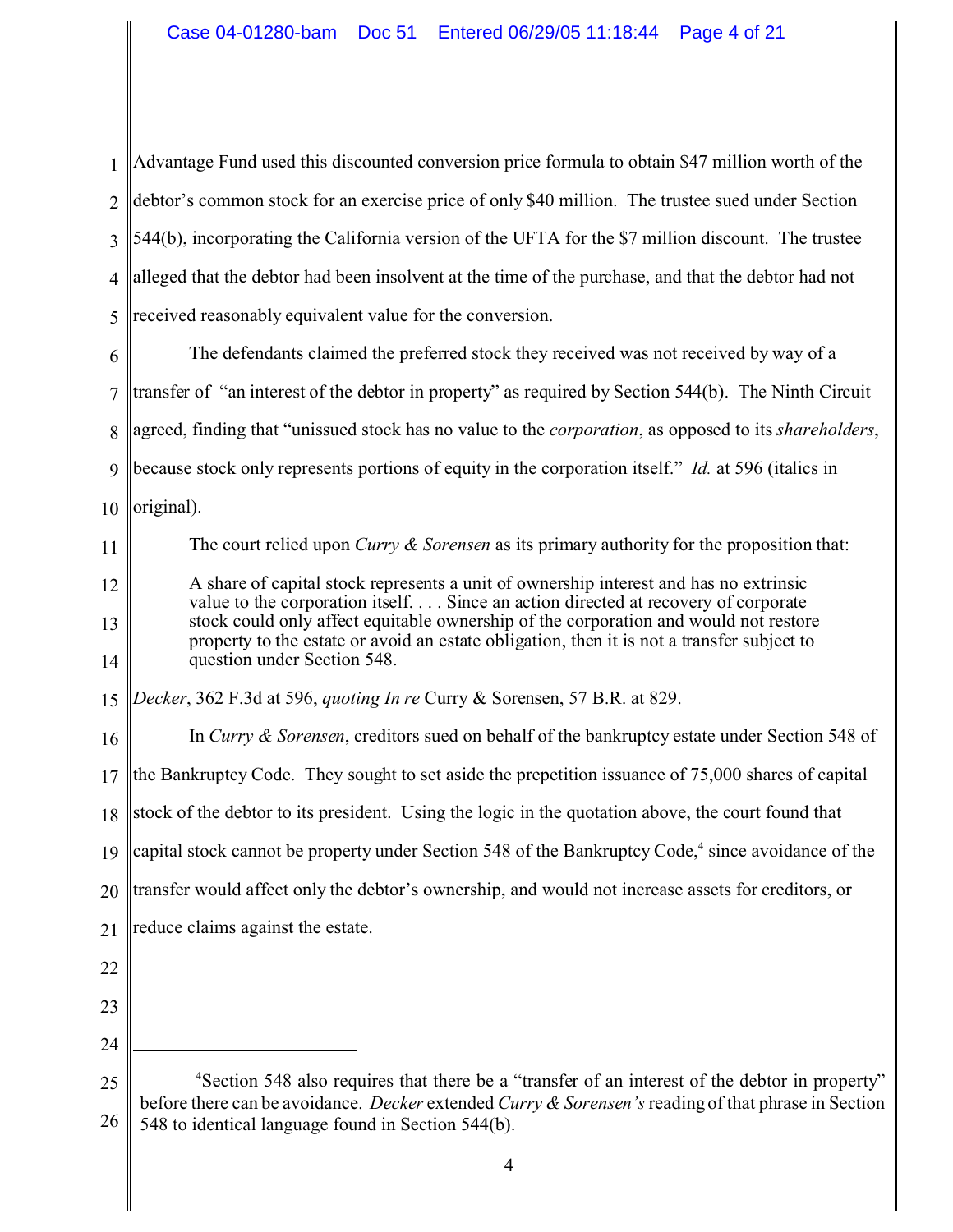Advantage Fund used this discounted conversion price formula to obtain $47 million worth of the debtor's common stock for an exercise price of only $40 million. The trustee sued under Section 544(b), incorporating the California version of the UFTA for the $7 million discount. The trustee alleged that the debtor had been insolvent at the time of the purchase, and that the debtor had not received reasonably equivalent value for the conversion.

The defendants claimed the preferred stock they received was not received by way of a transfer of "an interest of the debtor in property" as required by Section 544(b). The Ninth Circuit agreed, finding that "unissued stock has no value to the *corporation*, as opposed to its *shareholders*, because stock only represents portions of equity in the corporation itself." *Id.* at 596 (italics in original).

The court relied upon *Curry & Sorensen* as its primary authority for the proposition that:

> A share of capital stock represents a unit of ownership interest and has no extrinsic value to the corporation itself. . . . Since an action directed at recovery of corporate stock could only affect equitable ownership of the corporation and would not restore property to the estate or avoid an estate obligation, then it is not a transfer subject to question under Section 548.

*Decker*, 362 F.3d at 596, *quoting In re* Curry & Sorensen, 57 B.R. at 829.

In *Curry & Sorensen*, creditors sued on behalf of the bankruptcy estate under Section 548 of the Bankruptcy Code. They sought to set aside the prepetition issuance of 75,000 shares of capital stock of the debtor to its president. Using the logic in the quotation above, the court found that capital stock cannot be property under Section 548 of the Bankruptcy Code,[4] since avoidance of the transfer would affect only the debtor's ownership, and would not increase assets for creditors, or reduce claims against the estate.

---

[4]Section 548 also requires that there be a "transfer of an interest of the debtor in property" before there can be avoidance. *Decker* extended *Curry & Sorensen's* reading of that phrase in Section 548 to identical language found in Section 544(b).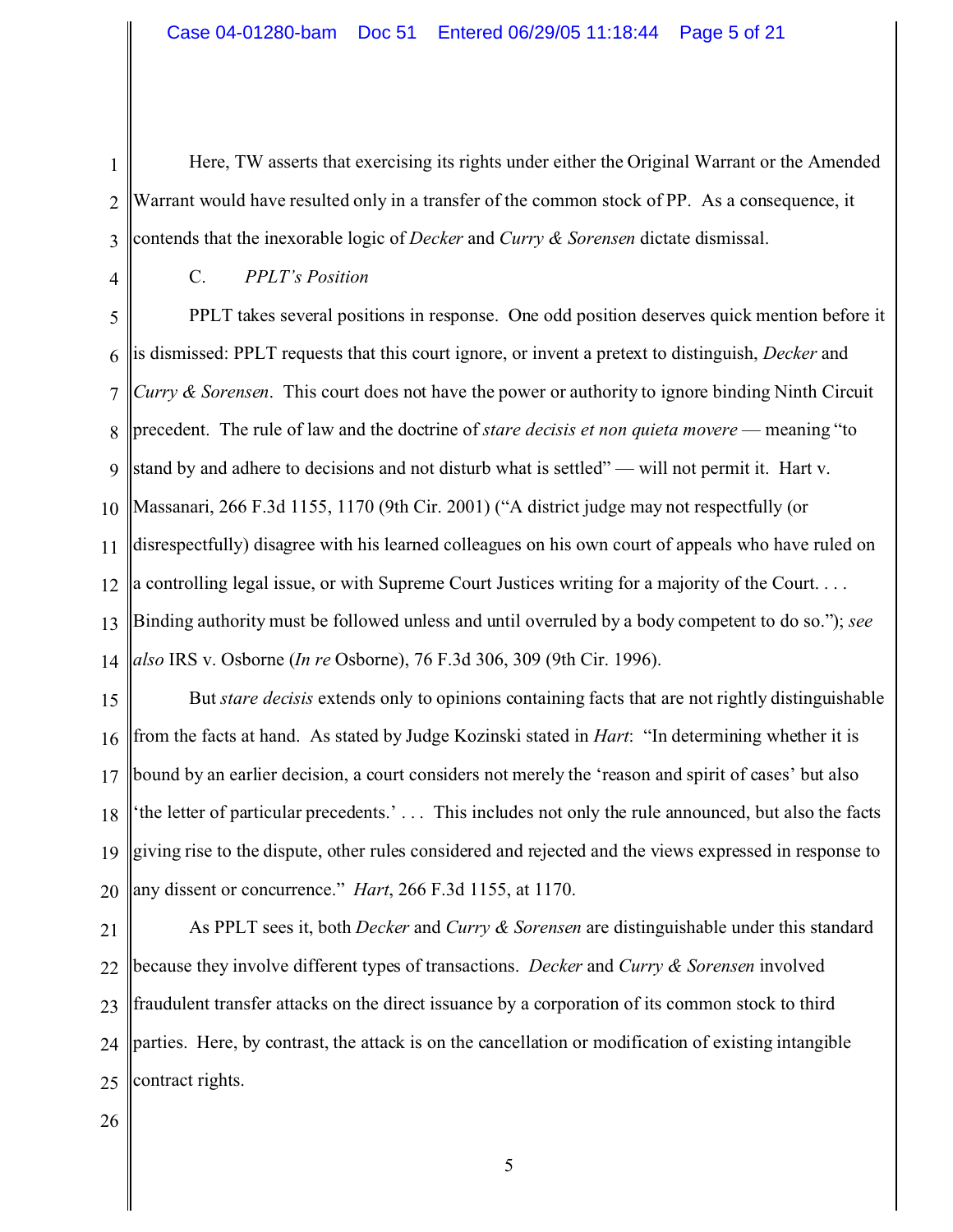Here, TW asserts that exercising its rights under either the Original Warrant or the Amended Warrant would have resulted only in a transfer of the common stock of PP. As a consequence, it contends that the inexorable logic of *Decker* and *Curry & Sorensen* dictate dismissal.

### C. *PPLT's Position*

PPLT takes several positions in response. One odd position deserves quick mention before it is dismissed: PPLT requests that this court ignore, or invent a pretext to distinguish, *Decker* and *Curry & Sorensen*. This court does not have the power or authority to ignore binding Ninth Circuit precedent. The rule of law and the doctrine of *stare decisis et non quieta movere* — meaning "to stand by and adhere to decisions and not disturb what is settled" — will not permit it. Hart v. Massanari, 266 F.3d 1155, 1170 (9th Cir. 2001) ("A district judge may not respectfully (or disrespectfully) disagree with his learned colleagues on his own court of appeals who have ruled on a controlling legal issue, or with Supreme Court Justices writing for a majority of the Court. . . . Binding authority must be followed unless and until overruled by a body competent to do so."); *see also* IRS v. Osborne (*In re* Osborne), 76 F.3d 306, 309 (9th Cir. 1996).

But *stare decisis* extends only to opinions containing facts that are not rightly distinguishable from the facts at hand. As stated by Judge Kozinski stated in *Hart*: "In determining whether it is bound by an earlier decision, a court considers not merely the 'reason and spirit of cases' but also 'the letter of particular precedents.' . . . This includes not only the rule announced, but also the facts giving rise to the dispute, other rules considered and rejected and the views expressed in response to any dissent or concurrence." *Hart*, 266 F.3d 1155, at 1170.

As PPLT sees it, both *Decker* and *Curry & Sorensen* are distinguishable under this standard because they involve different types of transactions. *Decker* and *Curry & Sorensen* involved fraudulent transfer attacks on the direct issuance by a corporation of its common stock to third parties. Here, by contrast, the attack is on the cancellation or modification of existing intangible contract rights.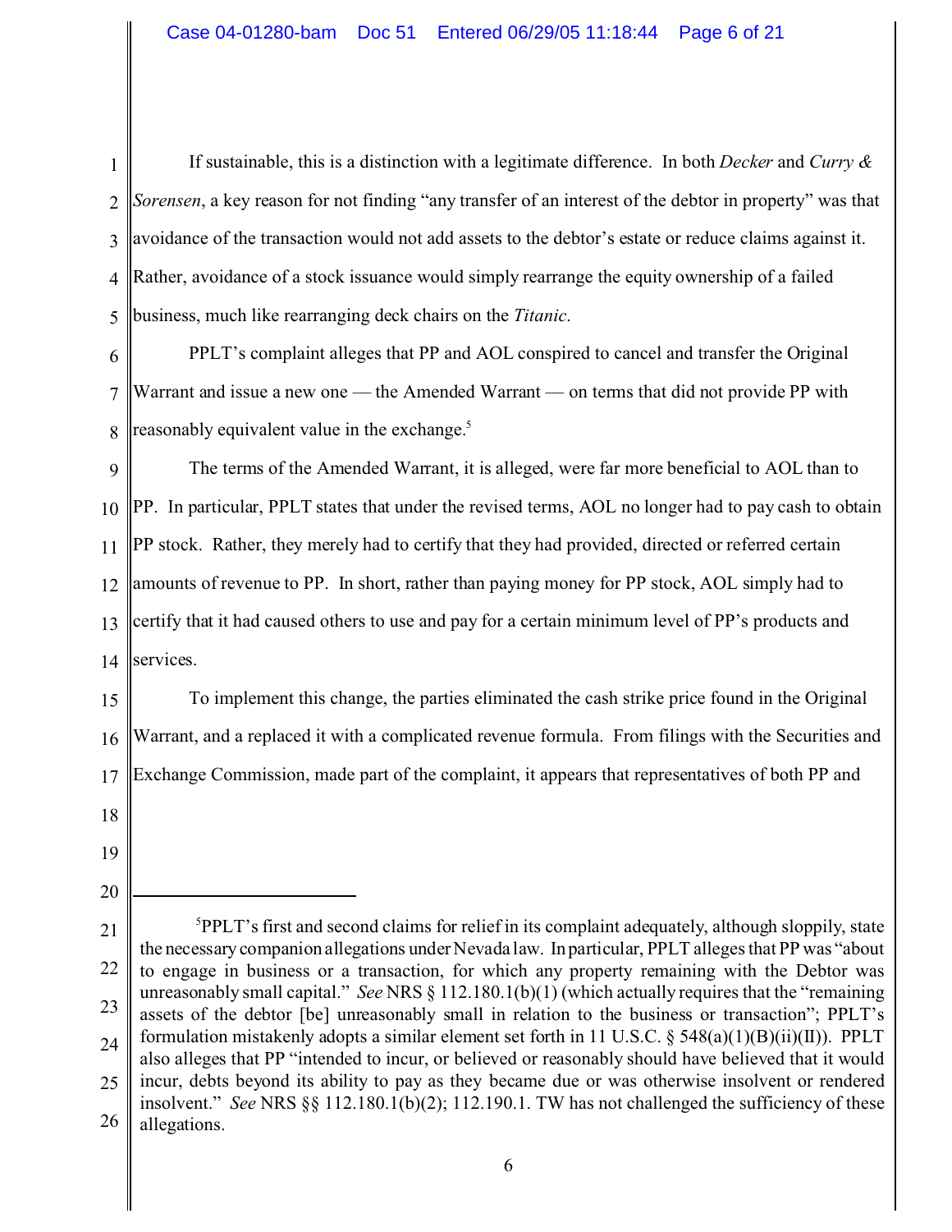If sustainable, this is a distinction with a legitimate difference. In both *Decker* and *Curry & Sorensen*, a key reason for not finding "any transfer of an interest of the debtor in property" was that avoidance of the transaction would not add assets to the debtor's estate or reduce claims against it. Rather, avoidance of a stock issuance would simply rearrange the equity ownership of a failed business, much like rearranging deck chairs on the *Titanic*.

PPLT's complaint alleges that PP and AOL conspired to cancel and transfer the Original Warrant and issue a new one — the Amended Warrant — on terms that did not provide PP with reasonably equivalent value in the exchange.[5]

The terms of the Amended Warrant, it is alleged, were far more beneficial to AOL than to PP. In particular, PPLT states that under the revised terms, AOL no longer had to pay cash to obtain PP stock. Rather, they merely had to certify that they had provided, directed or referred certain amounts of revenue to PP. In short, rather than paying money for PP stock, AOL simply had to certify that it had caused others to use and pay for a certain minimum level of PP's products and services.

To implement this change, the parties eliminated the cash strike price found in the Original Warrant, and a replaced it with a complicated revenue formula. From filings with the Securities and Exchange Commission, made part of the complaint, it appears that representatives of both PP and

---

[5]PPLT's first and second claims for relief in its complaint adequately, although sloppily, state the necessary companion allegations under Nevada law. In particular, PPLT alleges that PP was "about to engage in business or a transaction, for which any property remaining with the Debtor was unreasonably small capital." *See* NRS § 112.180.1(b)(1) (which actually requires that the "remaining assets of the debtor [be] unreasonably small in relation to the business or transaction"; PPLT's formulation mistakenly adopts a similar element set forth in 11 U.S.C. § 548(a)(1)(B)(ii)(II)). PPLT also alleges that PP "intended to incur, or believed or reasonably should have believed that it would incur, debts beyond its ability to pay as they became due or was otherwise insolvent or rendered insolvent." *See* NRS §§ 112.180.1(b)(2); 112.190.1. TW has not challenged the sufficiency of these allegations.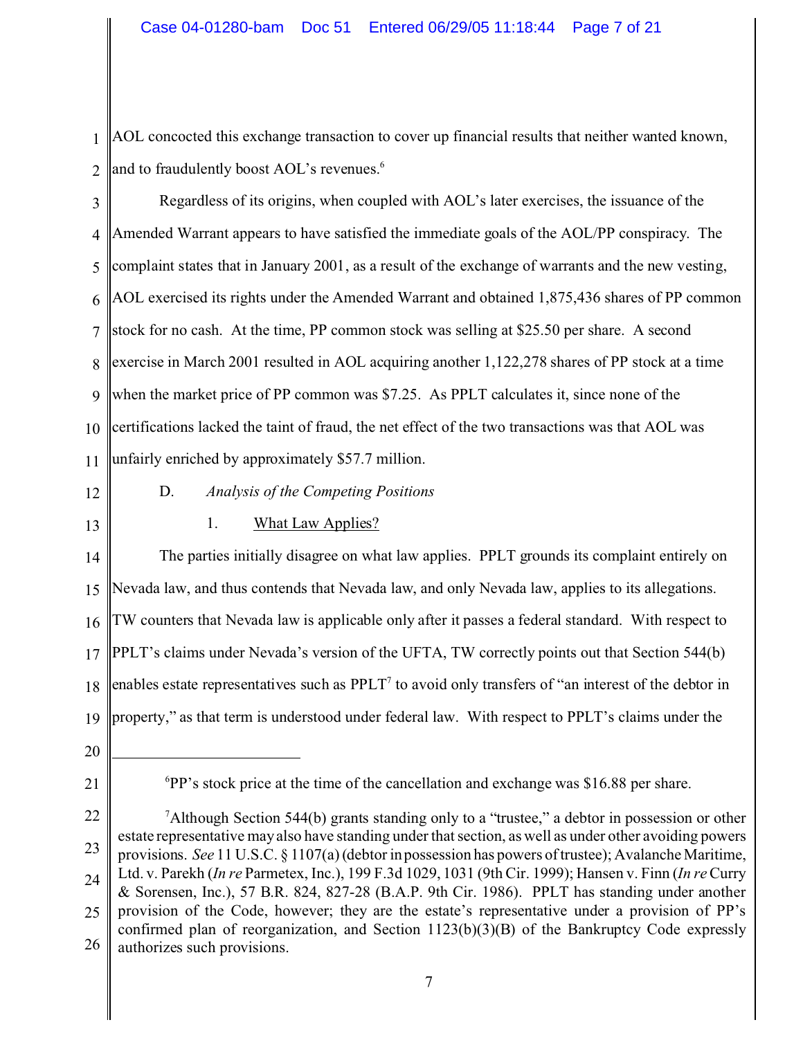AOL concocted this exchange transaction to cover up financial results that neither wanted known, and to fraudulently boost AOL's revenues.[6]

Regardless of its origins, when coupled with AOL's later exercises, the issuance of the Amended Warrant appears to have satisfied the immediate goals of the AOL/PP conspiracy. The complaint states that in January 2001, as a result of the exchange of warrants and the new vesting, AOL exercised its rights under the Amended Warrant and obtained 1,875,436 shares of PP common stock for no cash. At the time, PP common stock was selling at $25.50 per share. A second exercise in March 2001 resulted in AOL acquiring another 1,122,278 shares of PP stock at a time when the market price of PP common was $7.25. As PPLT calculates it, since none of the certifications lacked the taint of fraud, the net effect of the two transactions was that AOL was unfairly enriched by approximately $57.7 million.

D. *Analysis of the Competing Positions*

1. What Law Applies?

The parties initially disagree on what law applies. PPLT grounds its complaint entirely on Nevada law, and thus contends that Nevada law, and only Nevada law, applies to its allegations. TW counters that Nevada law is applicable only after it passes a federal standard. With respect to PPLT's claims under Nevada's version of the UFTA, TW correctly points out that Section 544(b) enables estate representatives such as PPLT[7] to avoid only transfers of "an interest of the debtor in property," as that term is understood under federal law. With respect to PPLT's claims under the

---

[6] PP's stock price at the time of the cancellation and exchange was $16.88 per share.

[7] Although Section 544(b) grants standing only to a "trustee," a debtor in possession or other estate representative may also have standing under that section, as well as under other avoiding powers provisions. *See* 11 U.S.C. § 1107(a) (debtor in possession has powers of trustee); Avalanche Maritime, Ltd. v. Parekh (*In re* Parmetex, Inc.), 199 F.3d 1029, 1031 (9th Cir. 1999); Hansen v. Finn (*In re* Curry & Sorensen, Inc.), 57 B.R. 824, 827-28 (B.A.P. 9th Cir. 1986). PPLT has standing under another provision of the Code, however; they are the estate's representative under a provision of PP's confirmed plan of reorganization, and Section 1123(b)(3)(B) of the Bankruptcy Code expressly authorizes such provisions.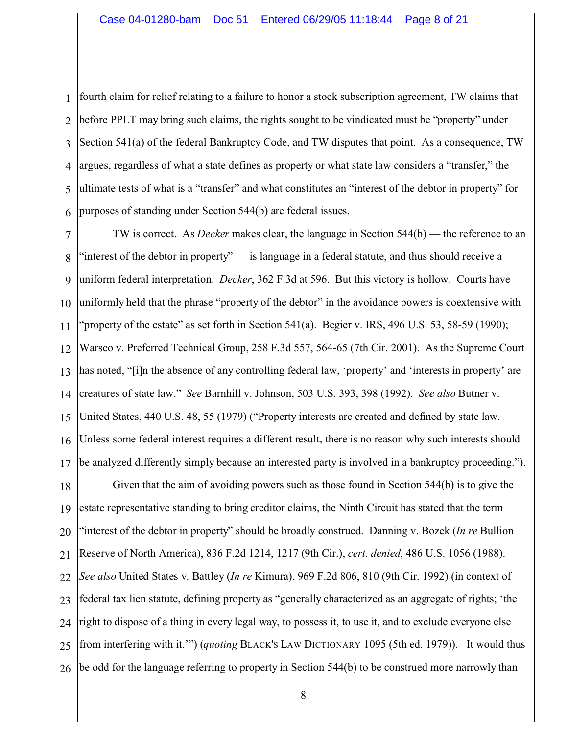fourth claim for relief relating to a failure to honor a stock subscription agreement, TW claims that before PPLT may bring such claims, the rights sought to be vindicated must be "property" under Section 541(a) of the federal Bankruptcy Code, and TW disputes that point. As a consequence, TW argues, regardless of what a state defines as property or what state law considers a "transfer," the ultimate tests of what is a "transfer" and what constitutes an "interest of the debtor in property" for purposes of standing under Section 544(b) are federal issues.

TW is correct. As *Decker* makes clear, the language in Section 544(b) — the reference to an "interest of the debtor in property" — is language in a federal statute, and thus should receive a uniform federal interpretation. *Decker*, 362 F.3d at 596. But this victory is hollow. Courts have uniformly held that the phrase "property of the debtor" in the avoidance powers is coextensive with "property of the estate" as set forth in Section 541(a). Begier v. IRS, 496 U.S. 53, 58-59 (1990); Warsco v. Preferred Technical Group, 258 F.3d 557, 564-65 (7th Cir. 2001). As the Supreme Court has noted, "[i]n the absence of any controlling federal law, 'property' and 'interests in property' are creatures of state law." *See* Barnhill v. Johnson, 503 U.S. 393, 398 (1992). *See also* Butner v. United States, 440 U.S. 48, 55 (1979) ("Property interests are created and defined by state law. Unless some federal interest requires a different result, there is no reason why such interests should be analyzed differently simply because an interested party is involved in a bankruptcy proceeding.").

Given that the aim of avoiding powers such as those found in Section 544(b) is to give the estate representative standing to bring creditor claims, the Ninth Circuit has stated that the term "interest of the debtor in property" should be broadly construed. Danning v. Bozek (*In re* Bullion Reserve of North America), 836 F.2d 1214, 1217 (9th Cir.), *cert. denied*, 486 U.S. 1056 (1988). *See also* United States v. Battley (*In re* Kimura), 969 F.2d 806, 810 (9th Cir. 1992) (in context of federal tax lien statute, defining property as "generally characterized as an aggregate of rights; 'the right to dispose of a thing in every legal way, to possess it, to use it, and to exclude everyone else from interfering with it.'") (*quoting* BLACK'S LAW DICTIONARY 1095 (5th ed. 1979)). It would thus be odd for the language referring to property in Section 544(b) to be construed more narrowly than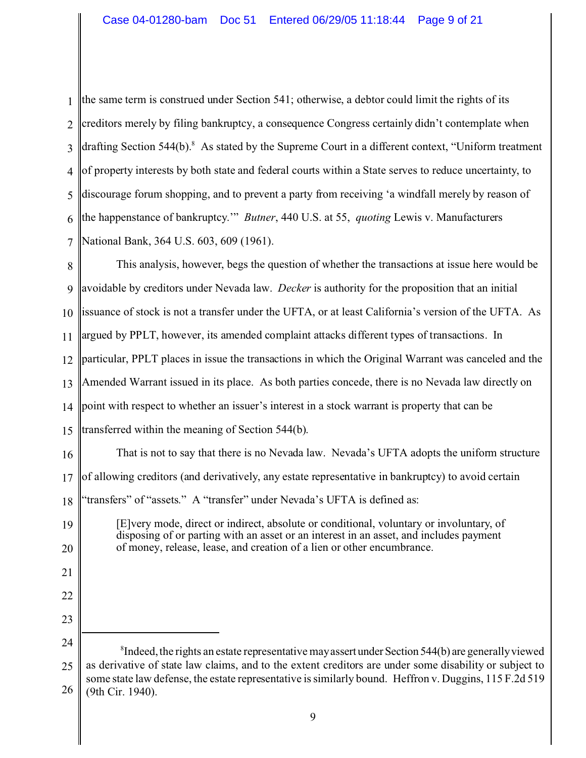the same term is construed under Section 541; otherwise, a debtor could limit the rights of its creditors merely by filing bankruptcy, a consequence Congress certainly didn't contemplate when drafting Section 544(b).[8] As stated by the Supreme Court in a different context, "Uniform treatment of property interests by both state and federal courts within a State serves to reduce uncertainty, to discourage forum shopping, and to prevent a party from receiving 'a windfall merely by reason of the happenstance of bankruptcy.'" *Butner*, 440 U.S. at 55, *quoting* Lewis v. Manufacturers National Bank, 364 U.S. 603, 609 (1961).

This analysis, however, begs the question of whether the transactions at issue here would be avoidable by creditors under Nevada law. *Decker* is authority for the proposition that an initial issuance of stock is not a transfer under the UFTA, or at least California's version of the UFTA. As argued by PPLT, however, its amended complaint attacks different types of transactions. In particular, PPLT places in issue the transactions in which the Original Warrant was canceled and the Amended Warrant issued in its place. As both parties concede, there is no Nevada law directly on point with respect to whether an issuer's interest in a stock warrant is property that can be transferred within the meaning of Section 544(b).

That is not to say that there is no Nevada law. Nevada's UFTA adopts the uniform structure of allowing creditors (and derivatively, any estate representative in bankruptcy) to avoid certain "transfers" of "assets." A "transfer" under Nevada's UFTA is defined as:

> [E]very mode, direct or indirect, absolute or conditional, voluntary or involuntary, of disposing of or parting with an asset or an interest in an asset, and includes payment of money, release, lease, and creation of a lien or other encumbrance.

---

[8] Indeed, the rights an estate representative may assert under Section 544(b) are generally viewed as derivative of state law claims, and to the extent creditors are under some disability or subject to some state law defense, the estate representative is similarly bound. Heffron v. Duggins, 115 F.2d 519 (9th Cir. 1940).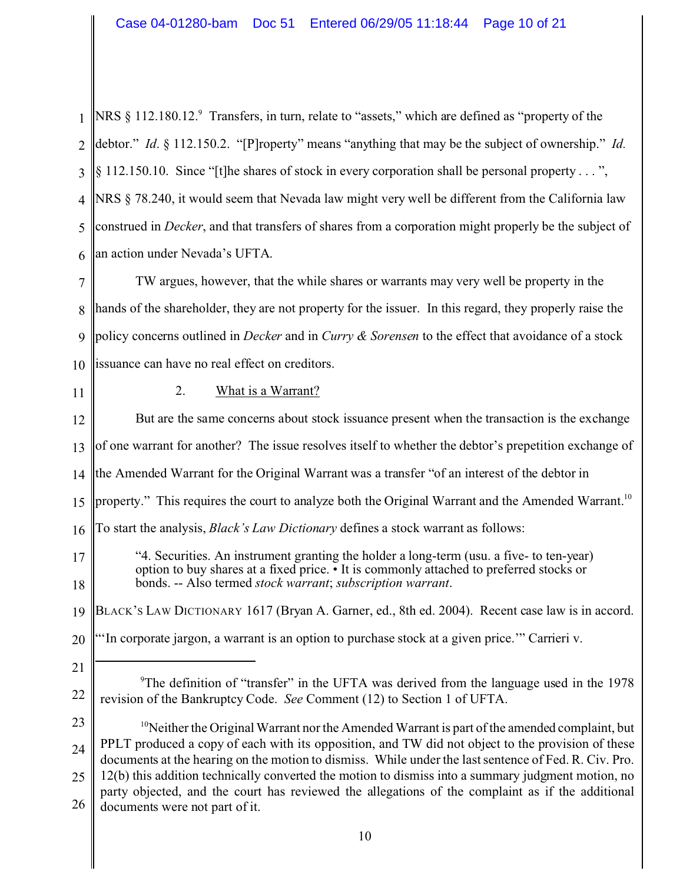NRS § 112.180.12.[9] Transfers, in turn, relate to "assets," which are defined as "property of the debtor." *Id*. § 112.150.2. "[P]roperty" means "anything that may be the subject of ownership." *Id.* § 112.150.10. Since "[t]he shares of stock in every corporation shall be personal property . . . ", NRS § 78.240, it would seem that Nevada law might very well be different from the California law construed in *Decker*, and that transfers of shares from a corporation might properly be the subject of an action under Nevada's UFTA.

TW argues, however, that the while shares or warrants may very well be property in the hands of the shareholder, they are not property for the issuer. In this regard, they properly raise the policy concerns outlined in *Decker* and in *Curry & Sorensen* to the effect that avoidance of a stock issuance can have no real effect on creditors.

### 2. What is a Warrant?

But are the same concerns about stock issuance present when the transaction is the exchange of one warrant for another? The issue resolves itself to whether the debtor's prepetition exchange of the Amended Warrant for the Original Warrant was a transfer "of an interest of the debtor in property." This requires the court to analyze both the Original Warrant and the Amended Warrant.[10] To start the analysis, *Black's Law Dictionary* defines a stock warrant as follows:

> "4. Securities. An instrument granting the holder a long-term (usu. a five- to ten-year) option to buy shares at a fixed price. • It is commonly attached to preferred stocks or bonds. -- Also termed *stock warrant*; *subscription warrant*.

BLACK'S LAW DICTIONARY 1617 (Bryan A. Garner, ed., 8th ed. 2004). Recent case law is in accord. "'In corporate jargon, a warrant is an option to purchase stock at a given price.'" Carrieri v.

---

[9]The definition of "transfer" in the UFTA was derived from the language used in the 1978 revision of the Bankruptcy Code. *See* Comment (12) to Section 1 of UFTA.

[10]Neither the Original Warrant nor the Amended Warrant is part of the amended complaint, but PPLT produced a copy of each with its opposition, and TW did not object to the provision of these documents at the hearing on the motion to dismiss. While under the last sentence of Fed. R. Civ. Pro. 12(b) this addition technically converted the motion to dismiss into a summary judgment motion, no party objected, and the court has reviewed the allegations of the complaint as if the additional documents were not part of it.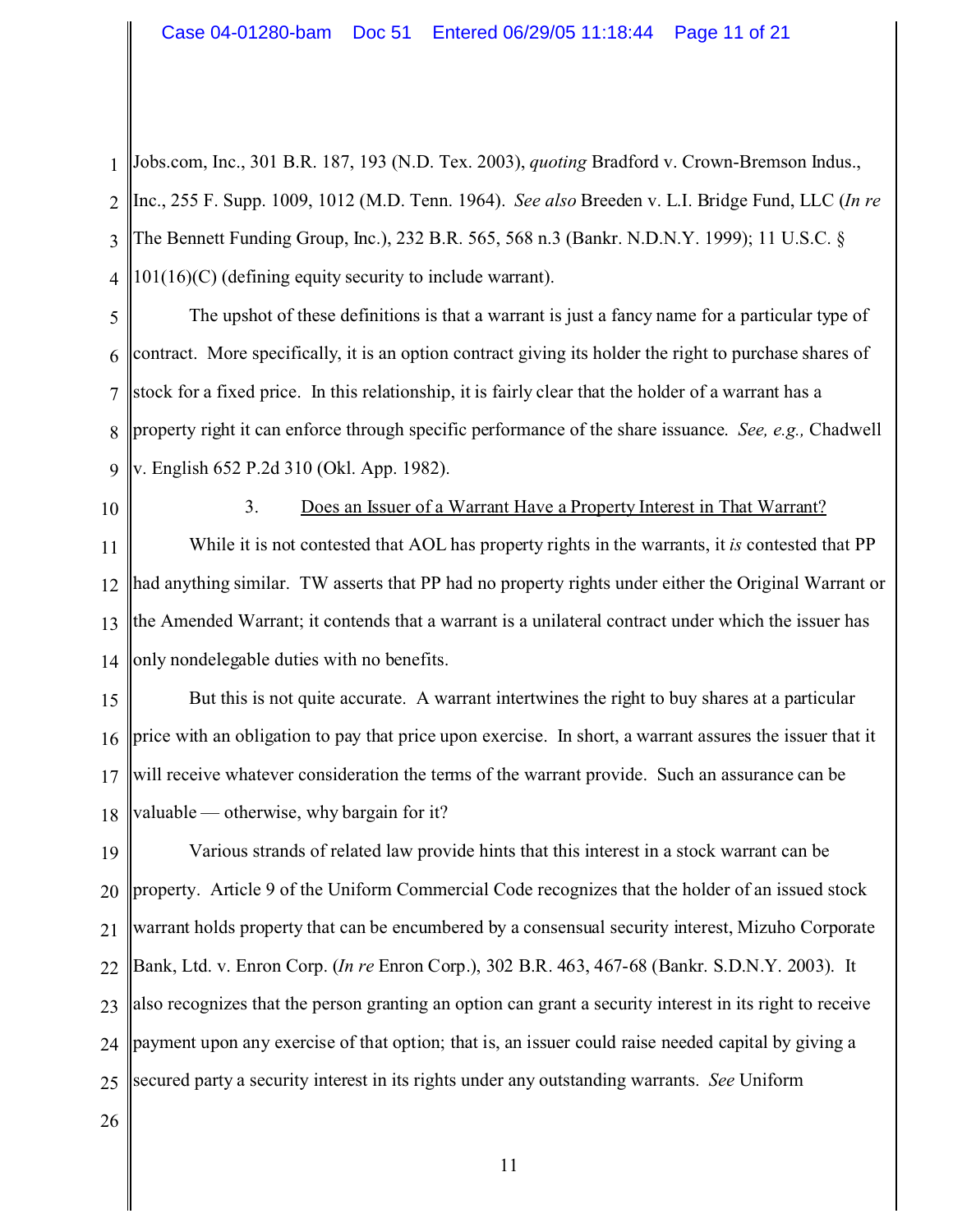Jobs.com, Inc., 301 B.R. 187, 193 (N.D. Tex. 2003), *quoting* Bradford v. Crown-Bremson Indus., Inc., 255 F. Supp. 1009, 1012 (M.D. Tenn. 1964). *See also* Breeden v. L.I. Bridge Fund, LLC (*In re* The Bennett Funding Group, Inc.), 232 B.R. 565, 568 n.3 (Bankr. N.D.N.Y. 1999); 11 U.S.C. § 101(16)(C) (defining equity security to include warrant).

The upshot of these definitions is that a warrant is just a fancy name for a particular type of contract. More specifically, it is an option contract giving its holder the right to purchase shares of stock for a fixed price. In this relationship, it is fairly clear that the holder of a warrant has a property right it can enforce through specific performance of the share issuance. *See, e.g.,* Chadwell v. English 652 P.2d 310 (Okl. App. 1982).

### 3. Does an Issuer of a Warrant Have a Property Interest in That Warrant?

While it is not contested that AOL has property rights in the warrants, it *is* contested that PP had anything similar. TW asserts that PP had no property rights under either the Original Warrant or the Amended Warrant; it contends that a warrant is a unilateral contract under which the issuer has only nondelegable duties with no benefits.

But this is not quite accurate. A warrant intertwines the right to buy shares at a particular price with an obligation to pay that price upon exercise. In short, a warrant assures the issuer that it will receive whatever consideration the terms of the warrant provide. Such an assurance can be valuable — otherwise, why bargain for it?

Various strands of related law provide hints that this interest in a stock warrant can be property. Article 9 of the Uniform Commercial Code recognizes that the holder of an issued stock warrant holds property that can be encumbered by a consensual security interest, Mizuho Corporate Bank, Ltd. v. Enron Corp. (*In re* Enron Corp.), 302 B.R. 463, 467-68 (Bankr. S.D.N.Y. 2003). It also recognizes that the person granting an option can grant a security interest in its right to receive payment upon any exercise of that option; that is, an issuer could raise needed capital by giving a secured party a security interest in its rights under any outstanding warrants. *See* Uniform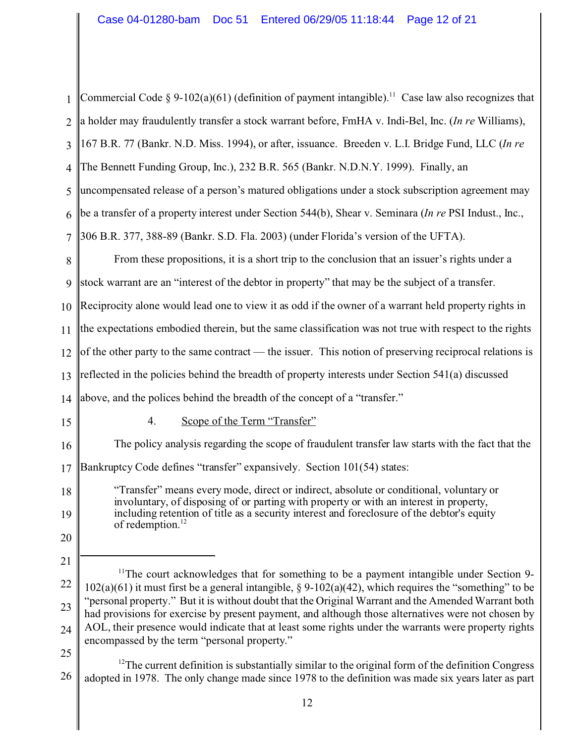Commercial Code § 9-102(a)(61) (definition of payment intangible).[11] Case law also recognizes that a holder may fraudulently transfer a stock warrant before, FmHA v. Indi-Bel, Inc. (*In re* Williams), 167 B.R. 77 (Bankr. N.D. Miss. 1994), or after, issuance. Breeden v. L.I. Bridge Fund, LLC (*In re* The Bennett Funding Group, Inc.), 232 B.R. 565 (Bankr. N.D.N.Y. 1999). Finally, an uncompensated release of a person's matured obligations under a stock subscription agreement may be a transfer of a property interest under Section 544(b), Shear v. Seminara (*In re* PSI Indust., Inc., 306 B.R. 377, 388-89 (Bankr. S.D. Fla. 2003) (under Florida's version of the UFTA).

From these propositions, it is a short trip to the conclusion that an issuer's rights under a stock warrant are an "interest of the debtor in property" that may be the subject of a transfer. Reciprocity alone would lead one to view it as odd if the owner of a warrant held property rights in the expectations embodied therein, but the same classification was not true with respect to the rights of the other party to the same contract — the issuer. This notion of preserving reciprocal relations is reflected in the policies behind the breadth of property interests under Section 541(a) discussed above, and the polices behind the breadth of the concept of a "transfer."

#### 4. Scope of the Term "Transfer"

The policy analysis regarding the scope of fraudulent transfer law starts with the fact that the Bankruptcy Code defines "transfer" expansively. Section 101(54) states:

> "Transfer" means every mode, direct or indirect, absolute or conditional, voluntary or involuntary, of disposing of or parting with property or with an interest in property, including retention of title as a security interest and foreclosure of the debtor's equity of redemption.[12]

---

[11] The court acknowledges that for something to be a payment intangible under Section 9-102(a)(61) it must first be a general intangible, § 9-102(a)(42), which requires the "something" to be "personal property." But it is without doubt that the Original Warrant and the Amended Warrant both had provisions for exercise by present payment, and although those alternatives were not chosen by AOL, their presence would indicate that at least some rights under the warrants were property rights encompassed by the term "personal property."

[12] The current definition is substantially similar to the original form of the definition Congress adopted in 1978. The only change made since 1978 to the definition was made six years later as part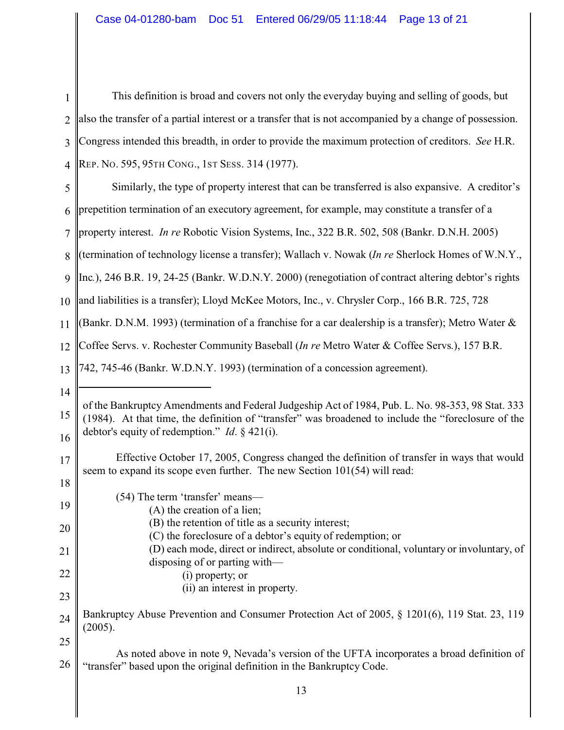This definition is broad and covers not only the everyday buying and selling of goods, but also the transfer of a partial interest or a transfer that is not accompanied by a change of possession. Congress intended this breadth, in order to provide the maximum protection of creditors. *See* H.R. REP. NO. 595, 95TH CONG., 1ST SESS. 314 (1977).

Similarly, the type of property interest that can be transferred is also expansive. A creditor's prepetition termination of an executory agreement, for example, may constitute a transfer of a property interest. *In re* Robotic Vision Systems, Inc., 322 B.R. 502, 508 (Bankr. D.N.H. 2005) (termination of technology license a transfer); Wallach v. Nowak (*In re* Sherlock Homes of W.N.Y., Inc.), 246 B.R. 19, 24-25 (Bankr. W.D.N.Y. 2000) (renegotiation of contract altering debtor's rights and liabilities is a transfer); Lloyd McKee Motors, Inc., v. Chrysler Corp., 166 B.R. 725, 728 (Bankr. D.N.M. 1993) (termination of a franchise for a car dealership is a transfer); Metro Water & Coffee Servs. v. Rochester Community Baseball (*In re* Metro Water & Coffee Servs.), 157 B.R. 742, 745-46 (Bankr. W.D.N.Y. 1993) (termination of a concession agreement).

---

of the Bankruptcy Amendments and Federal Judgeship Act of 1984, Pub. L. No. 98-353, 98 Stat. 333 (1984). At that time, the definition of "transfer" was broadened to include the "foreclosure of the debtor's equity of redemption." *Id*. § 421(i).

Effective October 17, 2005, Congress changed the definition of transfer in ways that would seem to expand its scope even further. The new Section 101(54) will read:

> (54) The term 'transfer' means—
> (A) the creation of a lien;
> (B) the retention of title as a security interest;
> (C) the foreclosure of a debtor's equity of redemption; or
> (D) each mode, direct or indirect, absolute or conditional, voluntary or involuntary, of disposing of or parting with—
> (i) property; or
> (ii) an interest in property.

Bankruptcy Abuse Prevention and Consumer Protection Act of 2005, § 1201(6), 119 Stat. 23, 119 (2005).

As noted above in note 9, Nevada's version of the UFTA incorporates a broad definition of "transfer" based upon the original definition in the Bankruptcy Code.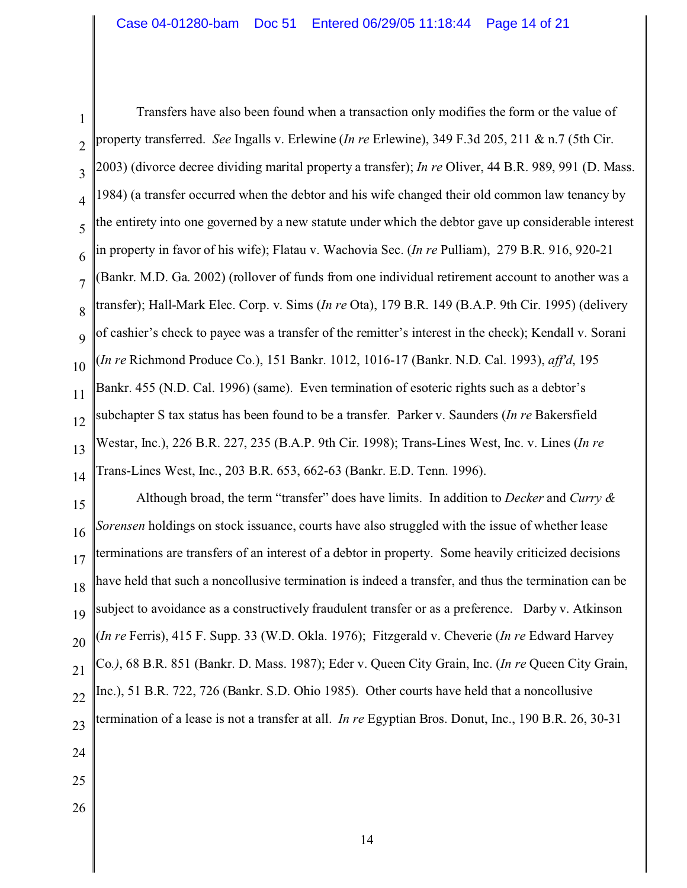Transfers have also been found when a transaction only modifies the form or the value of property transferred. *See* Ingalls v. Erlewine (*In re* Erlewine), 349 F.3d 205, 211 & n.7 (5th Cir. 2003) (divorce decree dividing marital property a transfer); *In re* Oliver, 44 B.R. 989, 991 (D. Mass. 1984) (a transfer occurred when the debtor and his wife changed their old common law tenancy by the entirety into one governed by a new statute under which the debtor gave up considerable interest in property in favor of his wife); Flatau v. Wachovia Sec. (*In re* Pulliam), 279 B.R. 916, 920-21 (Bankr. M.D. Ga. 2002) (rollover of funds from one individual retirement account to another was a transfer); Hall-Mark Elec. Corp. v. Sims (*In re* Ota), 179 B.R. 149 (B.A.P. 9th Cir. 1995) (delivery of cashier's check to payee was a transfer of the remitter's interest in the check); Kendall v. Sorani (*In re* Richmond Produce Co.), 151 Bankr. 1012, 1016-17 (Bankr. N.D. Cal. 1993), *aff'd*, 195 Bankr. 455 (N.D. Cal. 1996) (same). Even termination of esoteric rights such as a debtor's subchapter S tax status has been found to be a transfer. Parker v. Saunders (*In re* Bakersfield Westar, Inc.), 226 B.R. 227, 235 (B.A.P. 9th Cir. 1998); Trans-Lines West, Inc. v. Lines (*In re* Trans-Lines West, Inc., 203 B.R. 653, 662-63 (Bankr. E.D. Tenn. 1996).

Although broad, the term "transfer" does have limits. In addition to *Decker* and *Curry & Sorensen* holdings on stock issuance, courts have also struggled with the issue of whether lease terminations are transfers of an interest of a debtor in property. Some heavily criticized decisions have held that such a noncollusive termination is indeed a transfer, and thus the termination can be subject to avoidance as a constructively fraudulent transfer or as a preference. Darby v. Atkinson (*In re* Ferris), 415 F. Supp. 33 (W.D. Okla. 1976); Fitzgerald v. Cheverie (*In re* Edward Harvey Co.), 68 B.R. 851 (Bankr. D. Mass. 1987); Eder v. Queen City Grain, Inc. (*In re* Queen City Grain, Inc.), 51 B.R. 722, 726 (Bankr. S.D. Ohio 1985). Other courts have held that a noncollusive termination of a lease is not a transfer at all. *In re* Egyptian Bros. Donut, Inc., 190 B.R. 26, 30-31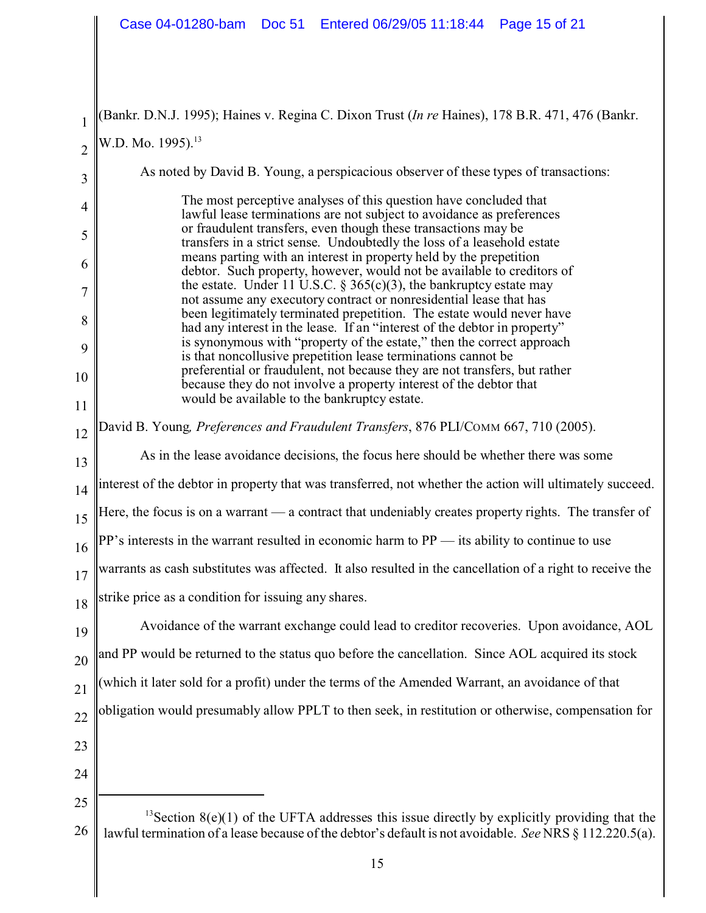(Bankr. D.N.J. 1995); Haines v. Regina C. Dixon Trust (*In re* Haines), 178 B.R. 471, 476 (Bankr. W.D. Mo. 1995).[13]

As noted by David B. Young, a perspicacious observer of these types of transactions:

> The most perceptive analyses of this question have concluded that lawful lease terminations are not subject to avoidance as preferences or fraudulent transfers, even though these transactions may be transfers in a strict sense. Undoubtedly the loss of a leasehold estate means parting with an interest in property held by the prepetition debtor. Such property, however, would not be available to creditors of the estate. Under 11 U.S.C. § 365(c)(3), the bankruptcy estate may not assume any executory contract or nonresidential lease that has been legitimately terminated prepetition. The estate would never have had any interest in the lease. If an "interest of the debtor in property" is synonymous with "property of the estate," then the correct approach is that noncollusive prepetition lease terminations cannot be preferential or fraudulent, not because they are not transfers, but rather because they do not involve a property interest of the debtor that would be available to the bankruptcy estate.

David B. Young*, Preferences and Fraudulent Transfers*, 876 PLI/COMM 667, 710 (2005).

As in the lease avoidance decisions, the focus here should be whether there was some interest of the debtor in property that was transferred, not whether the action will ultimately succeed. Here, the focus is on a warrant — a contract that undeniably creates property rights. The transfer of PP's interests in the warrant resulted in economic harm to PP — its ability to continue to use warrants as cash substitutes was affected. It also resulted in the cancellation of a right to receive the strike price as a condition for issuing any shares.

Avoidance of the warrant exchange could lead to creditor recoveries. Upon avoidance, AOL and PP would be returned to the status quo before the cancellation. Since AOL acquired its stock (which it later sold for a profit) under the terms of the Amended Warrant, an avoidance of that obligation would presumably allow PPLT to then seek, in restitution or otherwise, compensation for

---

[13] Section 8(e)(1) of the UFTA addresses this issue directly by explicitly providing that the lawful termination of a lease because of the debtor's default is not avoidable. *See* NRS § 112.220.5(a).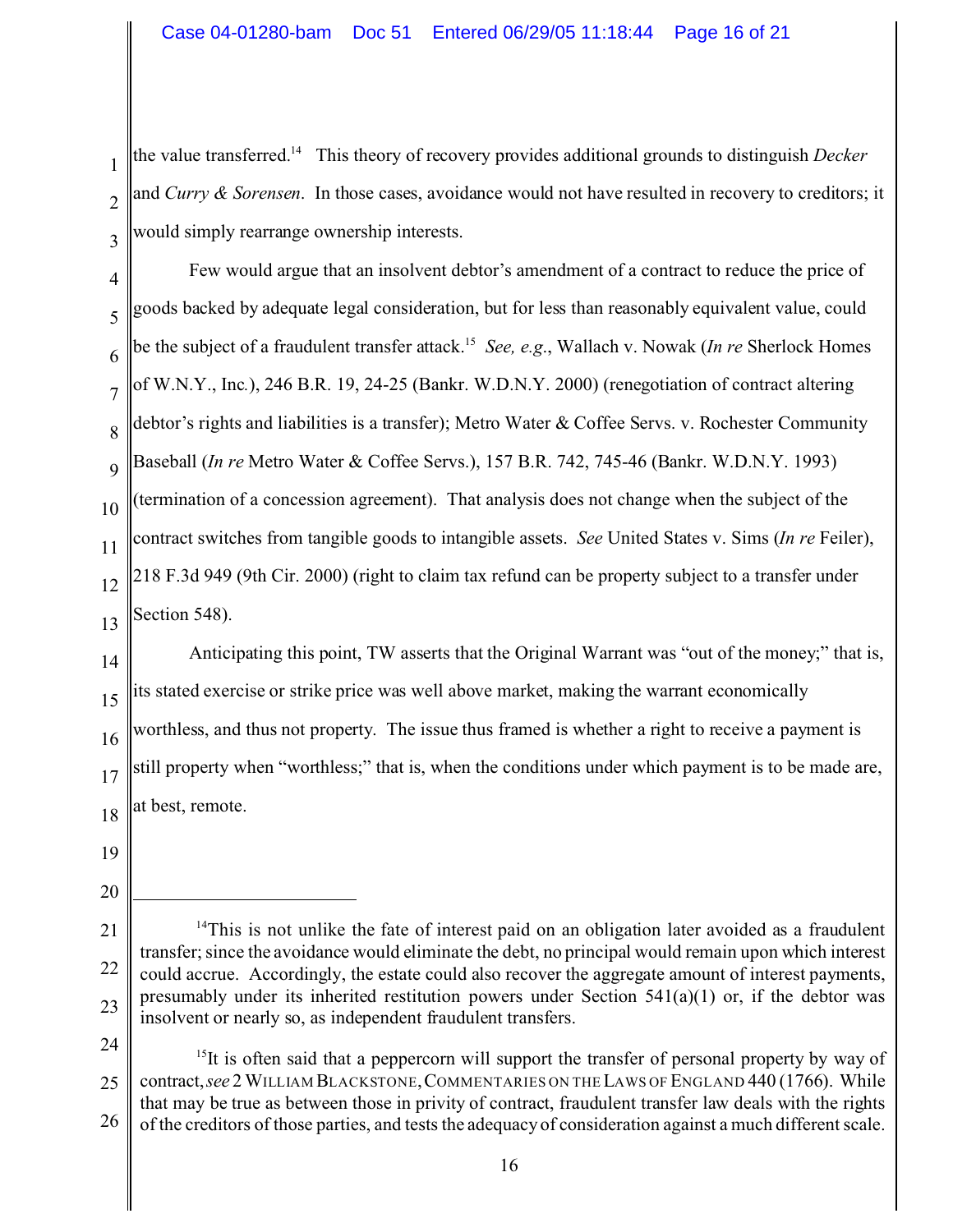the value transferred.[14] This theory of recovery provides additional grounds to distinguish *Decker* and *Curry & Sorensen*. In those cases, avoidance would not have resulted in recovery to creditors; it would simply rearrange ownership interests.

Few would argue that an insolvent debtor's amendment of a contract to reduce the price of goods backed by adequate legal consideration, but for less than reasonably equivalent value, could be the subject of a fraudulent transfer attack.[15] *See, e.g.*, Wallach v. Nowak (*In re* Sherlock Homes of W.N.Y., Inc.), 246 B.R. 19, 24-25 (Bankr. W.D.N.Y. 2000) (renegotiation of contract altering debtor's rights and liabilities is a transfer); Metro Water & Coffee Servs. v. Rochester Community Baseball (*In re* Metro Water & Coffee Servs.), 157 B.R. 742, 745-46 (Bankr. W.D.N.Y. 1993) (termination of a concession agreement). That analysis does not change when the subject of the contract switches from tangible goods to intangible assets. *See* United States v. Sims (*In re* Feiler), 218 F.3d 949 (9th Cir. 2000) (right to claim tax refund can be property subject to a transfer under Section 548).

Anticipating this point, TW asserts that the Original Warrant was "out of the money;" that is, its stated exercise or strike price was well above market, making the warrant economically worthless, and thus not property. The issue thus framed is whether a right to receive a payment is still property when "worthless;" that is, when the conditions under which payment is to be made are, at best, remote.

---

[14] This is not unlike the fate of interest paid on an obligation later avoided as a fraudulent transfer; since the avoidance would eliminate the debt, no principal would remain upon which interest could accrue. Accordingly, the estate could also recover the aggregate amount of interest payments, presumably under its inherited restitution powers under Section 541(a)(1) or, if the debtor was insolvent or nearly so, as independent fraudulent transfers.

[15] It is often said that a peppercorn will support the transfer of personal property by way of contract, *see* 2 WILLIAM BLACKSTONE, COMMENTARIES ON THE LAWS OF ENGLAND 440 (1766). While that may be true as between those in privity of contract, fraudulent transfer law deals with the rights of the creditors of those parties, and tests the adequacy of consideration against a much different scale.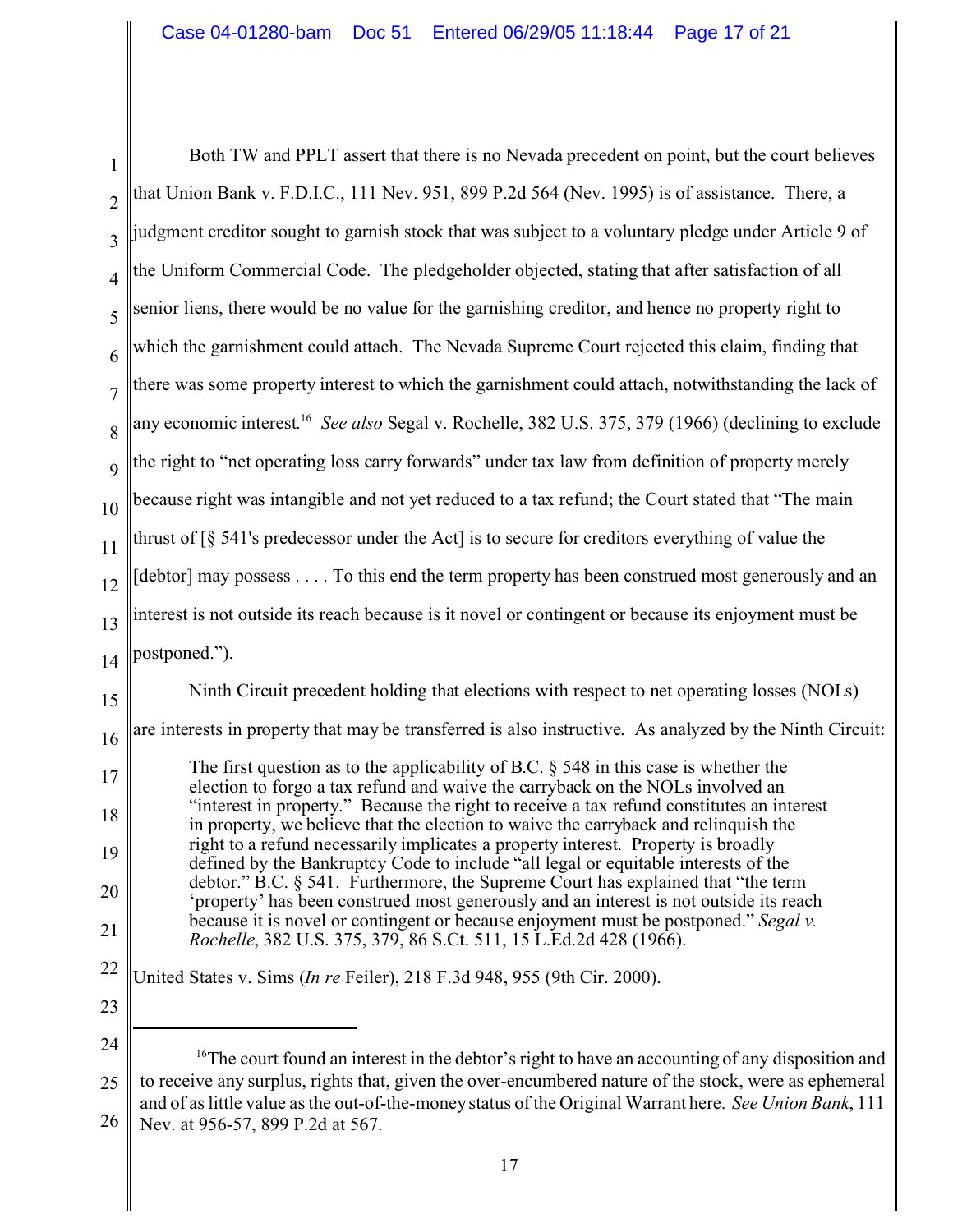Both TW and PPLT assert that there is no Nevada precedent on point, but the court believes that Union Bank v. F.D.I.C., 111 Nev. 951, 899 P.2d 564 (Nev. 1995) is of assistance. There, a judgment creditor sought to garnish stock that was subject to a voluntary pledge under Article 9 of the Uniform Commercial Code. The pledgeholder objected, stating that after satisfaction of all senior liens, there would be no value for the garnishing creditor, and hence no property right to which the garnishment could attach. The Nevada Supreme Court rejected this claim, finding that there was some property interest to which the garnishment could attach, notwithstanding the lack of any economic interest.[16] *See also* Segal v. Rochelle, 382 U.S. 375, 379 (1966) (declining to exclude the right to "net operating loss carry forwards" under tax law from definition of property merely because right was intangible and not yet reduced to a tax refund; the Court stated that "The main thrust of [§ 541's predecessor under the Act] is to secure for creditors everything of value the [debtor] may possess . . . . To this end the term property has been construed most generously and an interest is not outside its reach because is it novel or contingent or because its enjoyment must be postponed.").

Ninth Circuit precedent holding that elections with respect to net operating losses (NOLs) are interests in property that may be transferred is also instructive. As analyzed by the Ninth Circuit:

> The first question as to the applicability of B.C. § 548 in this case is whether the election to forgo a tax refund and waive the carryback on the NOLs involved an "interest in property." Because the right to receive a tax refund constitutes an interest in property, we believe that the election to waive the carryback and relinquish the right to a refund necessarily implicates a property interest. Property is broadly defined by the Bankruptcy Code to include "all legal or equitable interests of the debtor." B.C. § 541. Furthermore, the Supreme Court has explained that "the term 'property' has been construed most generously and an interest is not outside its reach because it is novel or contingent or because enjoyment must be postponed." *Segal v. Rochelle*, 382 U.S. 375, 379, 86 S.Ct. 511, 15 L.Ed.2d 428 (1966).

United States v. Sims (*In re* Feiler), 218 F.3d 948, 955 (9th Cir. 2000).

---

[16] The court found an interest in the debtor's right to have an accounting of any disposition and to receive any surplus, rights that, given the over-encumbered nature of the stock, were as ephemeral and of as little value as the out-of-the-money status of the Original Warrant here. *See Union Bank*, 111 Nev. at 956-57, 899 P.2d at 567.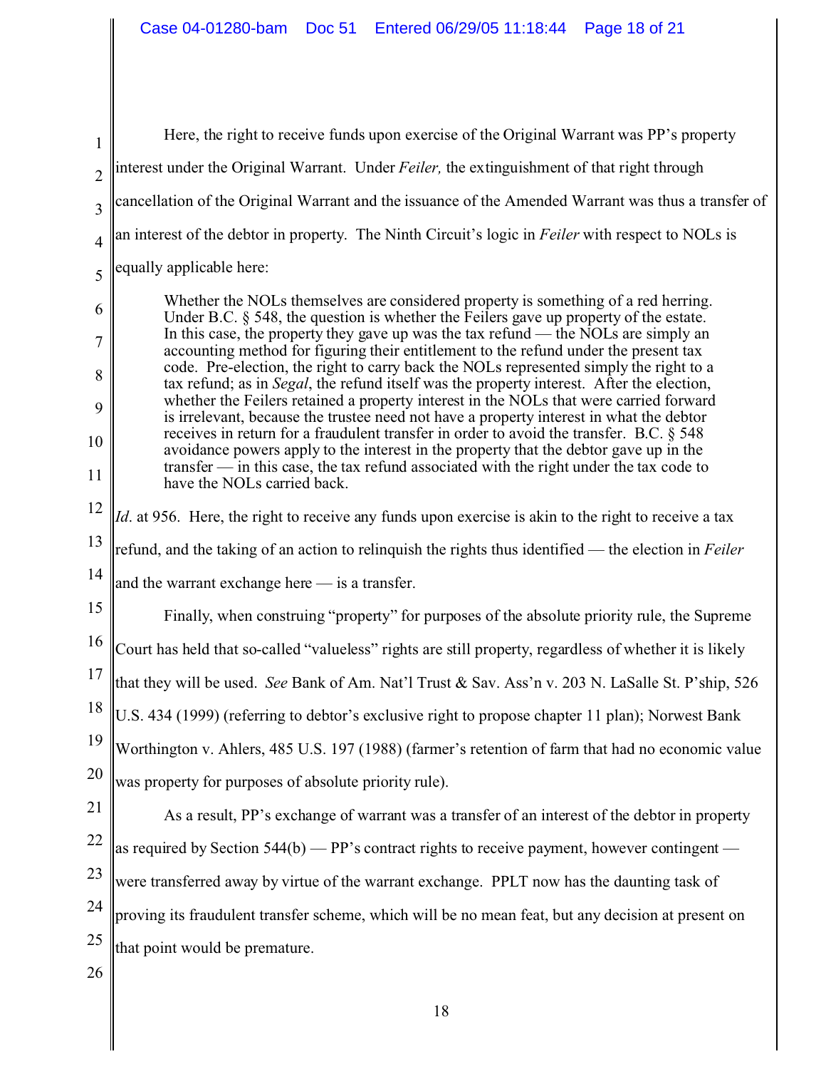Here, the right to receive funds upon exercise of the Original Warrant was PP's property interest under the Original Warrant. Under *Feiler,* the extinguishment of that right through cancellation of the Original Warrant and the issuance of the Amended Warrant was thus a transfer of an interest of the debtor in property. The Ninth Circuit's logic in *Feiler* with respect to NOLs is equally applicable here:

> Whether the NOLs themselves are considered property is something of a red herring. Under B.C. § 548, the question is whether the Feilers gave up property of the estate. In this case, the property they gave up was the tax refund — the NOLs are simply an accounting method for figuring their entitlement to the refund under the present tax code. Pre-election, the right to carry back the NOLs represented simply the right to a tax refund; as in *Segal*, the refund itself was the property interest. After the election, whether the Feilers retained a property interest in the NOLs that were carried forward is irrelevant, because the trustee need not have a property interest in what the debtor receives in return for a fraudulent transfer in order to avoid the transfer. B.C. § 548 avoidance powers apply to the interest in the property that the debtor gave up in the transfer — in this case, the tax refund associated with the right under the tax code to have the NOLs carried back.

*Id*. at 956. Here, the right to receive any funds upon exercise is akin to the right to receive a tax refund, and the taking of an action to relinquish the rights thus identified — the election in *Feiler* and the warrant exchange here — is a transfer.

Finally, when construing "property" for purposes of the absolute priority rule, the Supreme Court has held that so-called "valueless" rights are still property, regardless of whether it is likely that they will be used. *See* Bank of Am. Nat'l Trust & Sav. Ass'n v. 203 N. LaSalle St. P'ship, 526 U.S. 434 (1999) (referring to debtor's exclusive right to propose chapter 11 plan); Norwest Bank Worthington v. Ahlers, 485 U.S. 197 (1988) (farmer's retention of farm that had no economic value was property for purposes of absolute priority rule).

As a result, PP's exchange of warrant was a transfer of an interest of the debtor in property as required by Section 544(b) — PP's contract rights to receive payment, however contingent — were transferred away by virtue of the warrant exchange. PPLT now has the daunting task of proving its fraudulent transfer scheme, which will be no mean feat, but any decision at present on that point would be premature.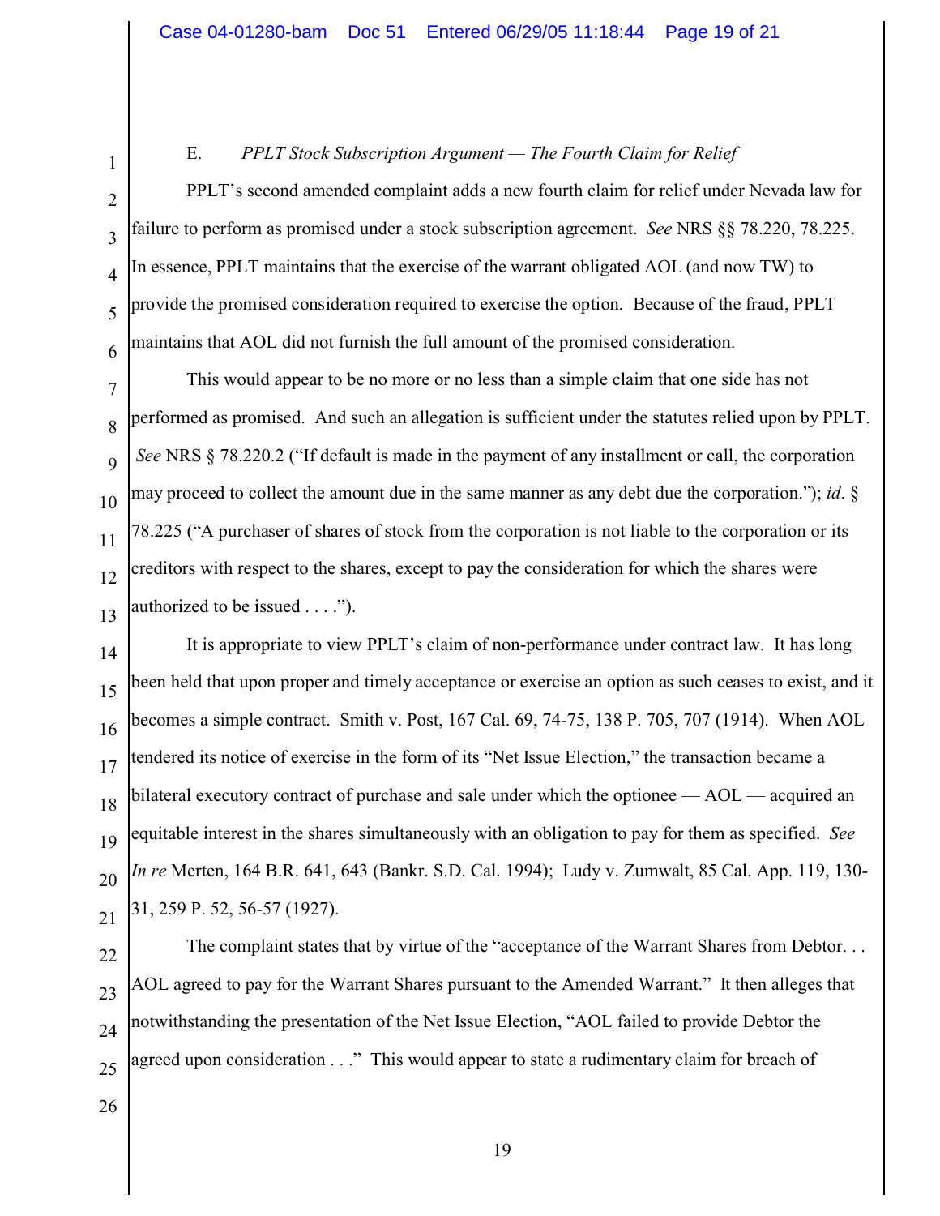E. *PPLT Stock Subscription Argument — The Fourth Claim for Relief*

PPLT's second amended complaint adds a new fourth claim for relief under Nevada law for failure to perform as promised under a stock subscription agreement. *See* NRS §§ 78.220, 78.225. In essence, PPLT maintains that the exercise of the warrant obligated AOL (and now TW) to provide the promised consideration required to exercise the option. Because of the fraud, PPLT maintains that AOL did not furnish the full amount of the promised consideration.

This would appear to be no more or no less than a simple claim that one side has not performed as promised. And such an allegation is sufficient under the statutes relied upon by PPLT. *See* NRS § 78.220.2 ("If default is made in the payment of any installment or call, the corporation may proceed to collect the amount due in the same manner as any debt due the corporation."); *id*. § 78.225 ("A purchaser of shares of stock from the corporation is not liable to the corporation or its creditors with respect to the shares, except to pay the consideration for which the shares were authorized to be issued . . . .").

It is appropriate to view PPLT's claim of non-performance under contract law. It has long been held that upon proper and timely acceptance or exercise an option as such ceases to exist, and it becomes a simple contract. Smith v. Post, 167 Cal. 69, 74-75, 138 P. 705, 707 (1914). When AOL tendered its notice of exercise in the form of its "Net Issue Election," the transaction became a bilateral executory contract of purchase and sale under which the optionee — AOL — acquired an equitable interest in the shares simultaneously with an obligation to pay for them as specified. *See In re* Merten, 164 B.R. 641, 643 (Bankr. S.D. Cal. 1994); Ludy v. Zumwalt, 85 Cal. App. 119, 130-31, 259 P. 52, 56-57 (1927).

The complaint states that by virtue of the "acceptance of the Warrant Shares from Debtor. . . AOL agreed to pay for the Warrant Shares pursuant to the Amended Warrant." It then alleges that notwithstanding the presentation of the Net Issue Election, "AOL failed to provide Debtor the agreed upon consideration . . ." This would appear to state a rudimentary claim for breach of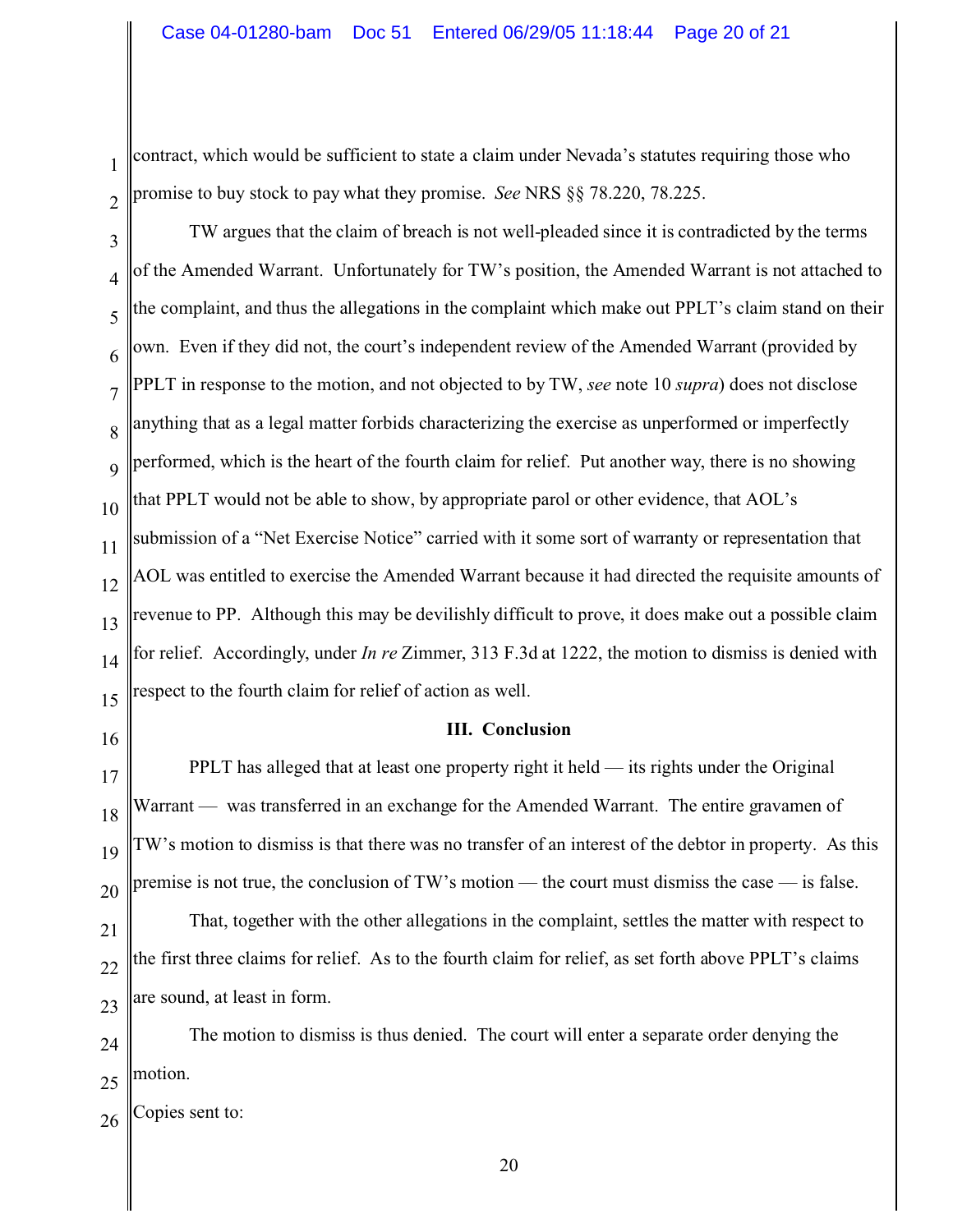contract, which would be sufficient to state a claim under Nevada's statutes requiring those who promise to buy stock to pay what they promise. *See* NRS §§ 78.220, 78.225.

TW argues that the claim of breach is not well-pleaded since it is contradicted by the terms of the Amended Warrant. Unfortunately for TW's position, the Amended Warrant is not attached to the complaint, and thus the allegations in the complaint which make out PPLT's claim stand on their own. Even if they did not, the court's independent review of the Amended Warrant (provided by PPLT in response to the motion, and not objected to by TW, *see* note 10 *supra*) does not disclose anything that as a legal matter forbids characterizing the exercise as unperformed or imperfectly performed, which is the heart of the fourth claim for relief. Put another way, there is no showing that PPLT would not be able to show, by appropriate parol or other evidence, that AOL's submission of a "Net Exercise Notice" carried with it some sort of warranty or representation that AOL was entitled to exercise the Amended Warrant because it had directed the requisite amounts of revenue to PP. Although this may be devilishly difficult to prove, it does make out a possible claim for relief. Accordingly, under *In re* Zimmer, 313 F.3d at 1222, the motion to dismiss is denied with respect to the fourth claim for relief of action as well.

## III. Conclusion

PPLT has alleged that at least one property right it held — its rights under the Original Warrant — was transferred in an exchange for the Amended Warrant. The entire gravamen of TW's motion to dismiss is that there was no transfer of an interest of the debtor in property. As this premise is not true, the conclusion of TW's motion — the court must dismiss the case — is false.

That, together with the other allegations in the complaint, settles the matter with respect to the first three claims for relief. As to the fourth claim for relief, as set forth above PPLT's claims are sound, at least in form.

The motion to dismiss is thus denied. The court will enter a separate order denying the motion.

Copies sent to: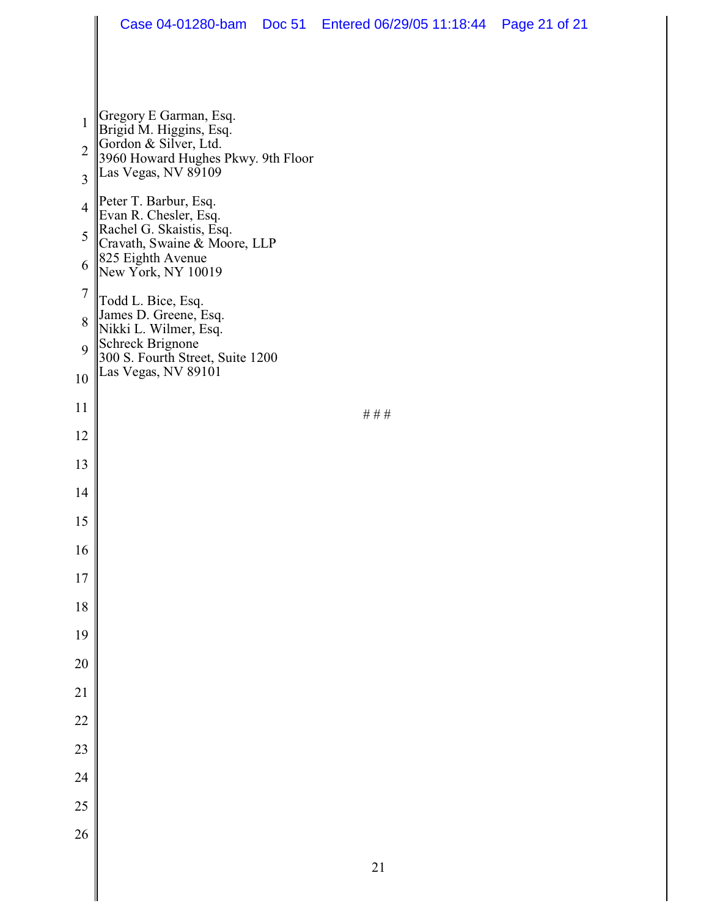Gregory E Garman, Esq.
Brigid M. Higgins, Esq.
Gordon & Silver, Ltd.
3960 Howard Hughes Pkwy. 9th Floor
Las Vegas, NV 89109

Peter T. Barbur, Esq.
Evan R. Chesler, Esq.
Rachel G. Skaistis, Esq.
Cravath, Swaine & Moore, LLP
825 Eighth Avenue
New York, NY 10019

Todd L. Bice, Esq.
James D. Greene, Esq.
Nikki L. Wilmer, Esq.
Schreck Brignone
300 S. Fourth Street, Suite 1200
Las Vegas, NV 89101

###